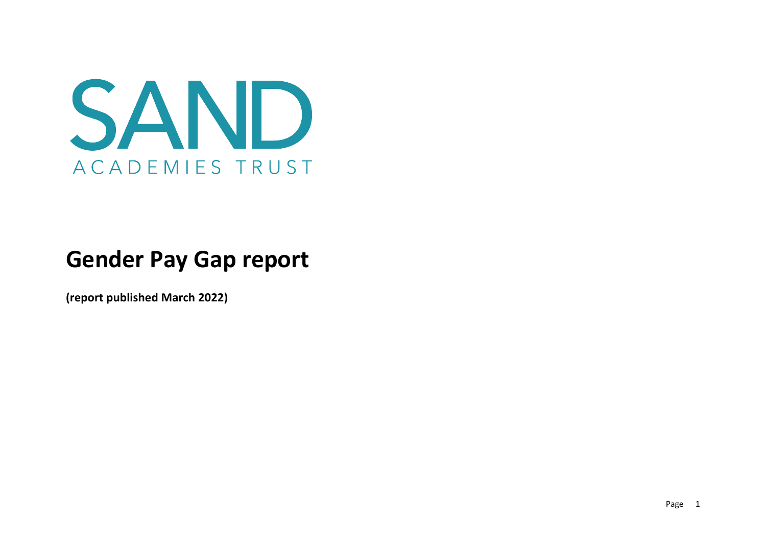SAND

ACADEMIES TRUST

# Gender Pay Gap report

**(report published March 2022)**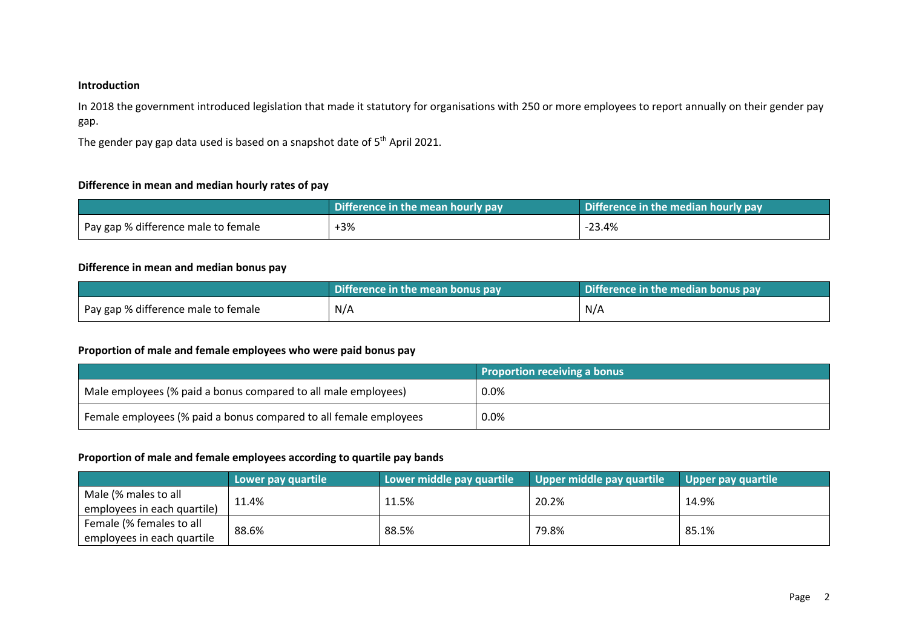## Introduction

In 2018 the government introduced legislation that made it statutory for organisations with 250 or more employees to report annually on their gender pay gap.

The gender pay gap data used is based on a snapshot date of 5th April 2021.

### Difference in mean and median hourly rates of pay

| | Difference in the mean hourly pay | Difference in the median hourly pay |
|---|---|---|
| Pay gap % difference male to female | +3% | -23.4% |

### Difference in mean and median bonus pay

| | Difference in the mean bonus pay | Difference in the median bonus pay |
|---|---|---|
| Pay gap % difference male to female | N/A | N/A |

### Proportion of male and female employees who were paid bonus pay

| | Proportion receiving a bonus |
|---|---|
| Male employees (% paid a bonus compared to all male employees) | 0.0% |
| Female employees (% paid a bonus compared to all female employees | 0.0% |

### Proportion of male and female employees according to quartile pay bands

| | Lower pay quartile | Lower middle pay quartile | Upper middle pay quartile | Upper pay quartile |
|---|---|---|---|---|
| Male (% males to all employees in each quartile) | 11.4% | 11.5% | 20.2% | 14.9% |
| Female (% females to all employees in each quartile | 88.6% | 88.5% | 79.8% | 85.1% |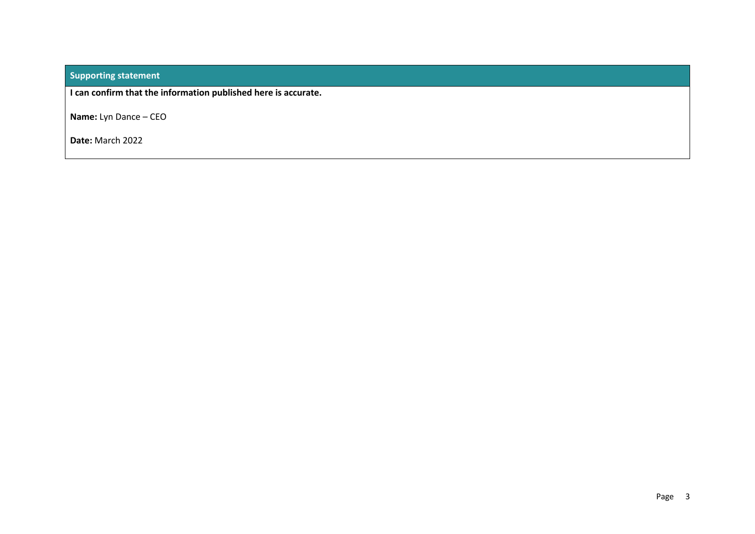| Supporting statement |
| --- |
| **I can confirm that the information published here is accurate.**<br><br>**Name:** Lyn Dance – CEO<br><br>**Date:** March 2022 |